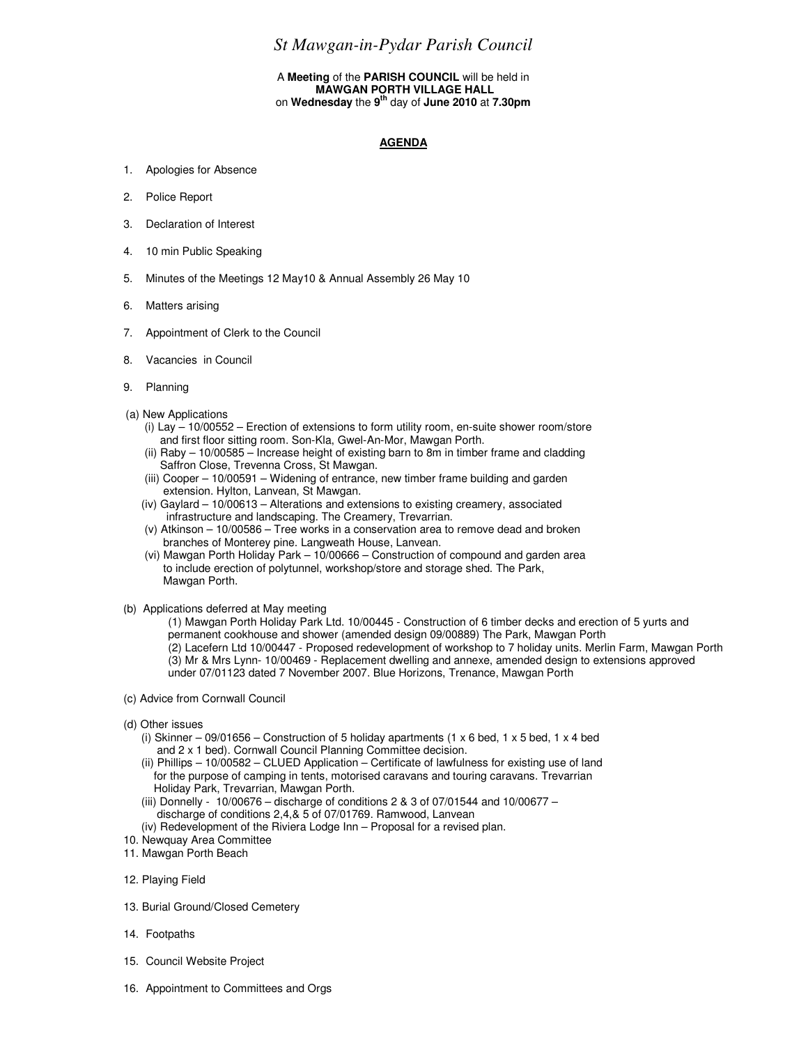# *St Mawgan-in-Pydar Parish Council*

A **Meeting** of the **PARISH COUNCIL** will be held in
**MAWGAN PORTH VILLAGE HALL**
on **Wednesday** the **9th** day of **June 2010** at **7.30pm**

## AGENDA

1. Apologies for Absence
2. Police Report
3. Declaration of Interest
4. 10 min Public Speaking
5. Minutes of the Meetings 12 May10 & Annual Assembly 26 May 10
6. Matters arising
7. Appointment of Clerk to the Council
8. Vacancies in Council
9. Planning

(a) New Applications

- (i) Lay – 10/00552 – Erection of extensions to form utility room, en-suite shower room/store and first floor sitting room. Son-Kla, Gwel-An-Mor, Mawgan Porth.
- (ii) Raby – 10/00585 – Increase height of existing barn to 8m in timber frame and cladding Saffron Close, Trevenna Cross, St Mawgan.
- (iii) Cooper – 10/00591 – Widening of entrance, new timber frame building and garden extension. Hylton, Lanvean, St Mawgan.
- (iv) Gaylard – 10/00613 – Alterations and extensions to existing creamery, associated infrastructure and landscaping. The Creamery, Trevarrian.
- (v) Atkinson – 10/00586 – Tree works in a conservation area to remove dead and broken branches of Monterey pine. Langweath House, Lanvean.
- (vi) Mawgan Porth Holiday Park – 10/00666 – Construction of compound and garden area to include erection of polytunnel, workshop/store and storage shed. The Park, Mawgan Porth.

(b) Applications deferred at May meeting

- (1) Mawgan Porth Holiday Park Ltd. 10/00445 - Construction of 6 timber decks and erection of 5 yurts and permanent cookhouse and shower (amended design 09/00889) The Park, Mawgan Porth
- (2) Lacefern Ltd 10/00447 - Proposed redevelopment of workshop to 7 holiday units. Merlin Farm, Mawgan Porth
- (3) Mr & Mrs Lynn- 10/00469 - Replacement dwelling and annexe, amended design to extensions approved under 07/01123 dated 7 November 2007. Blue Horizons, Trenance, Mawgan Porth

(c) Advice from Cornwall Council

(d) Other issues

- (i) Skinner – 09/01656 – Construction of 5 holiday apartments (1 x 6 bed, 1 x 5 bed, 1 x 4 bed and 2 x 1 bed). Cornwall Council Planning Committee decision.
- (ii) Phillips – 10/00582 – CLUED Application – Certificate of lawfulness for existing use of land for the purpose of camping in tents, motorised caravans and touring caravans. Trevarrian Holiday Park, Trevarrian, Mawgan Porth.
- (iii) Donnelly - 10/00676 – discharge of conditions 2 & 3 of 07/01544 and 10/00677 – discharge of conditions 2,4,& 5 of 07/01769. Ramwood, Lanvean
- (iv) Redevelopment of the Riviera Lodge Inn – Proposal for a revised plan.

10. Newquay Area Committee
11. Mawgan Porth Beach
12. Playing Field
13. Burial Ground/Closed Cemetery
14. Footpaths
15. Council Website Project
16. Appointment to Committees and Orgs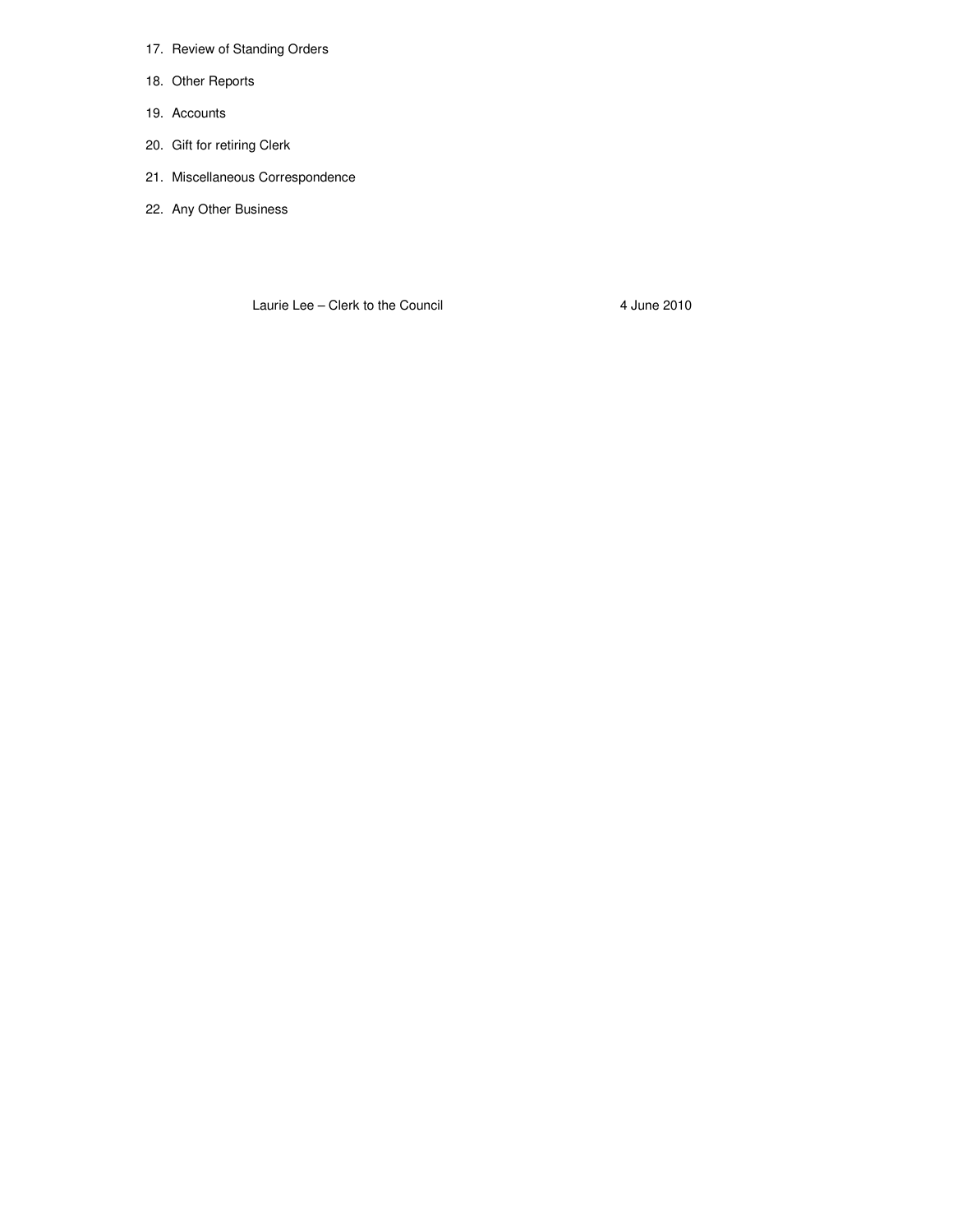17. Review of Standing Orders

18. Other Reports

19. Accounts

20. Gift for retiring Clerk

21. Miscellaneous Correspondence

22. Any Other Business

Laurie Lee – Clerk to the Council 4 June 2010